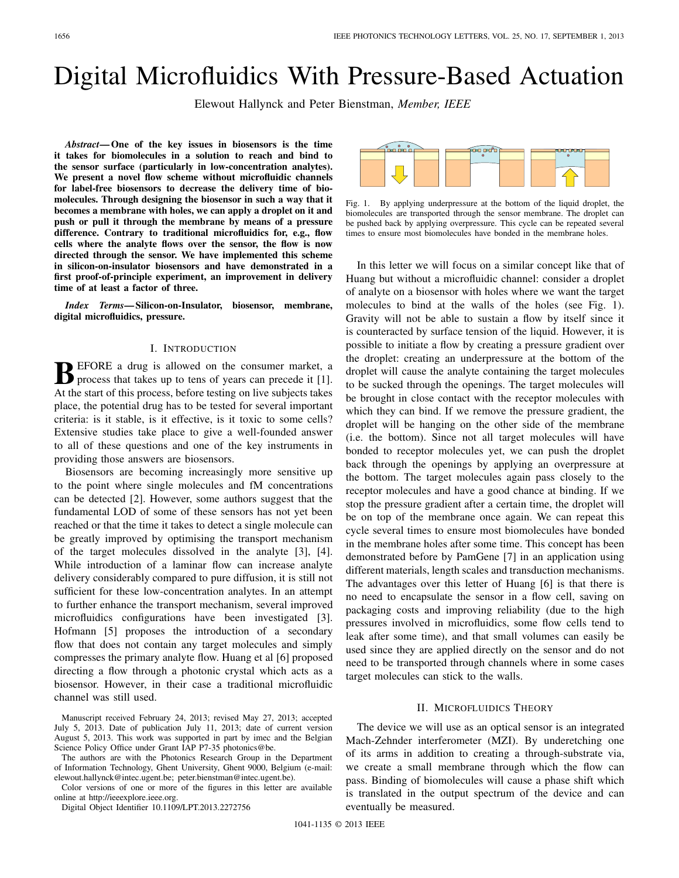# Digital Microfluidics With Pressure-Based Actuation

Elewout Hallynck and Peter Bienstman, *Member, IEEE*

***Abstract*— One of the key issues in biosensors is the time it takes for biomolecules in a solution to reach and bind to the sensor surface (particularly in low-concentration analytes). We present a novel flow scheme without microfluidic channels for label-free biosensors to decrease the delivery time of biomolecules. Through designing the biosensor in such a way that it becomes a membrane with holes, we can apply a droplet on it and push or pull it through the membrane by means of a pressure difference. Contrary to traditional microfluidics for, e.g., flow cells where the analyte flows over the sensor, the flow is now directed through the sensor. We have implemented this scheme in silicon-on-insulator biosensors and have demonstrated in a first proof-of-principle experiment, an improvement in delivery time of at least a factor of three.**

***Index Terms*— Silicon-on-Insulator, biosensor, membrane, digital microfluidics, pressure.**

## I. Introduction

BEFORE a drug is allowed on the consumer market, a process that takes up to tens of years can precede it [1]. At the start of this process, before testing on live subjects takes place, the potential drug has to be tested for several important criteria: is it stable, is it effective, is it toxic to some cells? Extensive studies take place to give a well-founded answer to all of these questions and one of the key instruments in providing those answers are biosensors.

Biosensors are becoming increasingly more sensitive up to the point where single molecules and fM concentrations can be detected [2]. However, some authors suggest that the fundamental LOD of some of these sensors has not yet been reached or that the time it takes to detect a single molecule can be greatly improved by optimising the transport mechanism of the target molecules dissolved in the analyte [3], [4]. While introduction of a laminar flow can increase analyte delivery considerably compared to pure diffusion, it is still not sufficient for these low-concentration analytes. In an attempt to further enhance the transport mechanism, several improved microfluidics configurations have been investigated [3]. Hofmann [5] proposes the introduction of a secondary flow that does not contain any target molecules and simply compresses the primary analyte flow. Huang et al [6] proposed directing a flow through a photonic crystal which acts as a biosensor. However, in their case a traditional microfluidic channel was still used.

Manuscript received February 24, 2013; revised May 27, 2013; accepted July 5, 2013. Date of publication July 11, 2013; date of current version August 5, 2013. This work was supported in part by imec and the Belgian Science Policy Office under Grant IAP P7-35 photonics@be.

The authors are with the Photonics Research Group in the Department of Information Technology, Ghent University, Ghent 9000, Belgium (e-mail: elewout.hallynck@intec.ugent.be; peter.bienstman@intec.ugent.be).

Color versions of one or more of the figures in this letter are available online at http://ieeexplore.ieee.org.

Digital Object Identifier 10.1109/LPT.2013.2272756

Fig. 1. By applying underpressure at the bottom of the liquid droplet, the biomolecules are transported through the sensor membrane. The droplet can be pushed back by applying overpressure. This cycle can be repeated several times to ensure most biomolecules have bonded in the membrane holes.

In this letter we will focus on a similar concept like that of Huang but without a microfluidic channel: consider a droplet of analyte on a biosensor with holes where we want the target molecules to bind at the walls of the holes (see Fig. 1). Gravity will not be able to sustain a flow by itself since it is counteracted by surface tension of the liquid. However, it is possible to initiate a flow by creating a pressure gradient over the droplet: creating an underpressure at the bottom of the droplet will cause the analyte containing the target molecules to be sucked through the openings. The target molecules will be brought in close contact with the receptor molecules with which they can bind. If we remove the pressure gradient, the droplet will be hanging on the other side of the membrane (i.e. the bottom). Since not all target molecules will have bonded to receptor molecules yet, we can push the droplet back through the openings by applying an overpressure at the bottom. The target molecules again pass closely to the receptor molecules and have a good chance at binding. If we stop the pressure gradient after a certain time, the droplet will be on top of the membrane once again. We can repeat this cycle several times to ensure most biomolecules have bonded in the membrane holes after some time. This concept has been demonstrated before by PamGene [7] in an application using different materials, length scales and transduction mechanisms. The advantages over this letter of Huang [6] is that there is no need to encapsulate the sensor in a flow cell, saving on packaging costs and improving reliability (due to the high pressures involved in microfluidics, some flow cells tend to leak after some time), and that small volumes can easily be used since they are applied directly on the sensor and do not need to be transported through channels where in some cases target molecules can stick to the walls.

## II. Microfluidics Theory

The device we will use as an optical sensor is an integrated Mach-Zehnder interferometer (MZI). By underetching one of its arms in addition to creating a through-substrate via, we create a small membrane through which the flow can pass. Binding of biomolecules will cause a phase shift which is translated in the output spectrum of the device and can eventually be measured.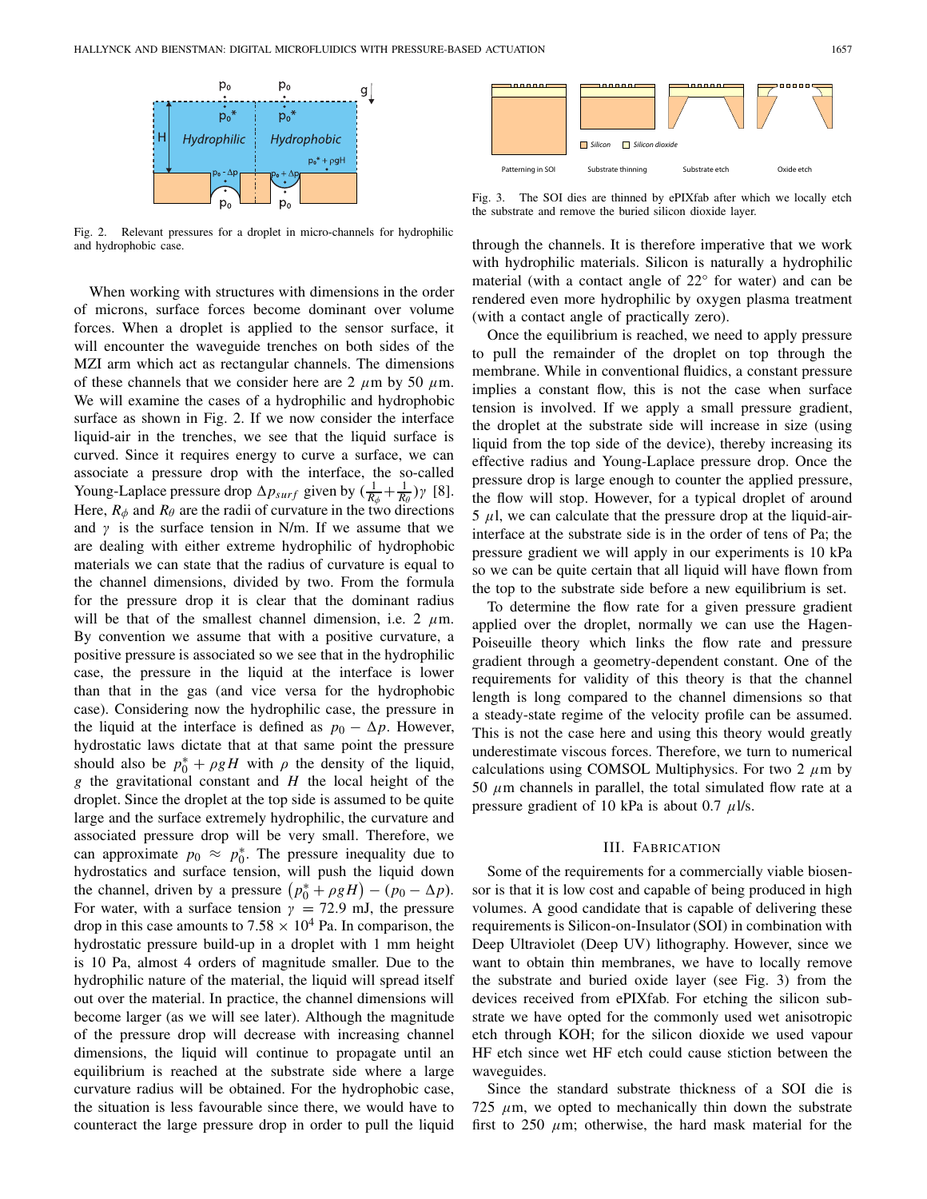Fig. 2. Relevant pressures for a droplet in micro-channels for hydrophilic and hydrophobic case.

When working with structures with dimensions in the order of microns, surface forces become dominant over volume forces. When a droplet is applied to the sensor surface, it will encounter the waveguide trenches on both sides of the MZI arm which act as rectangular channels. The dimensions of these channels that we consider here are 2 $\mu$m by 50 $\mu$m. We will examine the cases of a hydrophilic and hydrophobic surface as shown in Fig. 2. If we now consider the interface liquid-air in the trenches, we see that the liquid surface is curved. Since it requires energy to curve a surface, we can associate a pressure drop with the interface, the so-called Young-Laplace pressure drop $\Delta p_{surf}$ given by $(\frac{1}{R_\phi}+\frac{1}{R_\theta})\gamma$ [8]. Here, $R_\phi$ and $R_\theta$ are the radii of curvature in the two directions and $\gamma$ is the surface tension in N/m. If we assume that we are dealing with either extreme hydrophilic of hydrophobic materials we can state that the radius of curvature is equal to the channel dimensions, divided by two. From the formula for the pressure drop it is clear that the dominant radius will be that of the smallest channel dimension, i.e. 2 $\mu$m. By convention we assume that with a positive curvature, a positive pressure is associated so we see that in the hydrophilic case, the pressure in the liquid at the interface is lower than that in the gas (and vice versa for the hydrophobic case). Considering now the hydrophilic case, the pressure in the liquid at the interface is defined as $p_0 - \Delta p$. However, hydrostatic laws dictate that at that same point the pressure should also be $p_0^* + \rho g H$ with $\rho$ the density of the liquid, $g$ the gravitational constant and $H$ the local height of the droplet. Since the droplet at the top side is assumed to be quite large and the surface extremely hydrophilic, the curvature and associated pressure drop will be very small. Therefore, we can approximate $p_0 \approx p_0^*$. The pressure inequality due to hydrostatics and surface tension, will push the liquid down the channel, driven by a pressure $\left(p_0^* + \rho g H\right) - (p_0 - \Delta p)$. For water, with a surface tension $\gamma = 72.9$ mJ, the pressure drop in this case amounts to $7.58 \times 10^4$ Pa. In comparison, the hydrostatic pressure build-up in a droplet with 1 mm height is 10 Pa, almost 4 orders of magnitude smaller. Due to the hydrophilic nature of the material, the liquid will spread itself out over the material. In practice, the channel dimensions will become larger (as we will see later). Although the magnitude of the pressure drop will decrease with increasing channel dimensions, the liquid will continue to propagate until an equilibrium is reached at the substrate side where a large curvature radius will be obtained. For the hydrophobic case, the situation is less favourable since there, we would have to counteract the large pressure drop in order to pull the liquid through the channels. It is therefore imperative that we work with hydrophilic materials. Silicon is naturally a hydrophilic material (with a contact angle of 22° for water) and can be rendered even more hydrophilic by oxygen plasma treatment (with a contact angle of practically zero).

Once the equilibrium is reached, we need to apply pressure to pull the remainder of the droplet on top through the membrane. While in conventional fluidics, a constant pressure implies a constant flow, this is not the case when surface tension is involved. If we apply a small pressure gradient, the droplet at the substrate side will increase in size (using liquid from the top side of the device), thereby increasing its effective radius and Young-Laplace pressure drop. Once the pressure drop is large enough to counter the applied pressure, the flow will stop. However, for a typical droplet of around 5 $\mu$l, we can calculate that the pressure drop at the liquid-air-interface at the substrate side is in the order of tens of Pa; the pressure gradient we will apply in our experiments is 10 kPa so we can be quite certain that all liquid will have flown from the top to the substrate side before a new equilibrium is set.

To determine the flow rate for a given pressure gradient applied over the droplet, normally we can use the Hagen-Poiseuille theory which links the flow rate and pressure gradient through a geometry-dependent constant. One of the requirements for validity of this theory is that the channel length is long compared to the channel dimensions so that a steady-state regime of the velocity profile can be assumed. This is not the case here and using this theory would greatly underestimate viscous forces. Therefore, we turn to numerical calculations using COMSOL Multiphysics. For two 2 $\mu$m by 50 $\mu$m channels in parallel, the total simulated flow rate at a pressure gradient of 10 kPa is about 0.7 $\mu$l/s.

Fig. 3. The SOI dies are thinned by ePIXfab after which we locally etch the substrate and remove the buried silicon dioxide layer.

## III. Fabrication

Some of the requirements for a commercially viable biosensor is that it is low cost and capable of being produced in high volumes. A good candidate that is capable of delivering these requirements is Silicon-on-Insulator (SOI) in combination with Deep Ultraviolet (Deep UV) lithography. However, since we want to obtain thin membranes, we have to locally remove the substrate and buried oxide layer (see Fig. 3) from the devices received from ePIXfab. For etching the silicon substrate we have opted for the commonly used wet anisotropic etch through KOH; for the silicon dioxide we used vapour HF etch since wet HF etch could cause stiction between the waveguides.

Since the standard substrate thickness of a SOI die is 725 $\mu$m, we opted to mechanically thin down the substrate first to 250 $\mu$m; otherwise, the hard mask material for the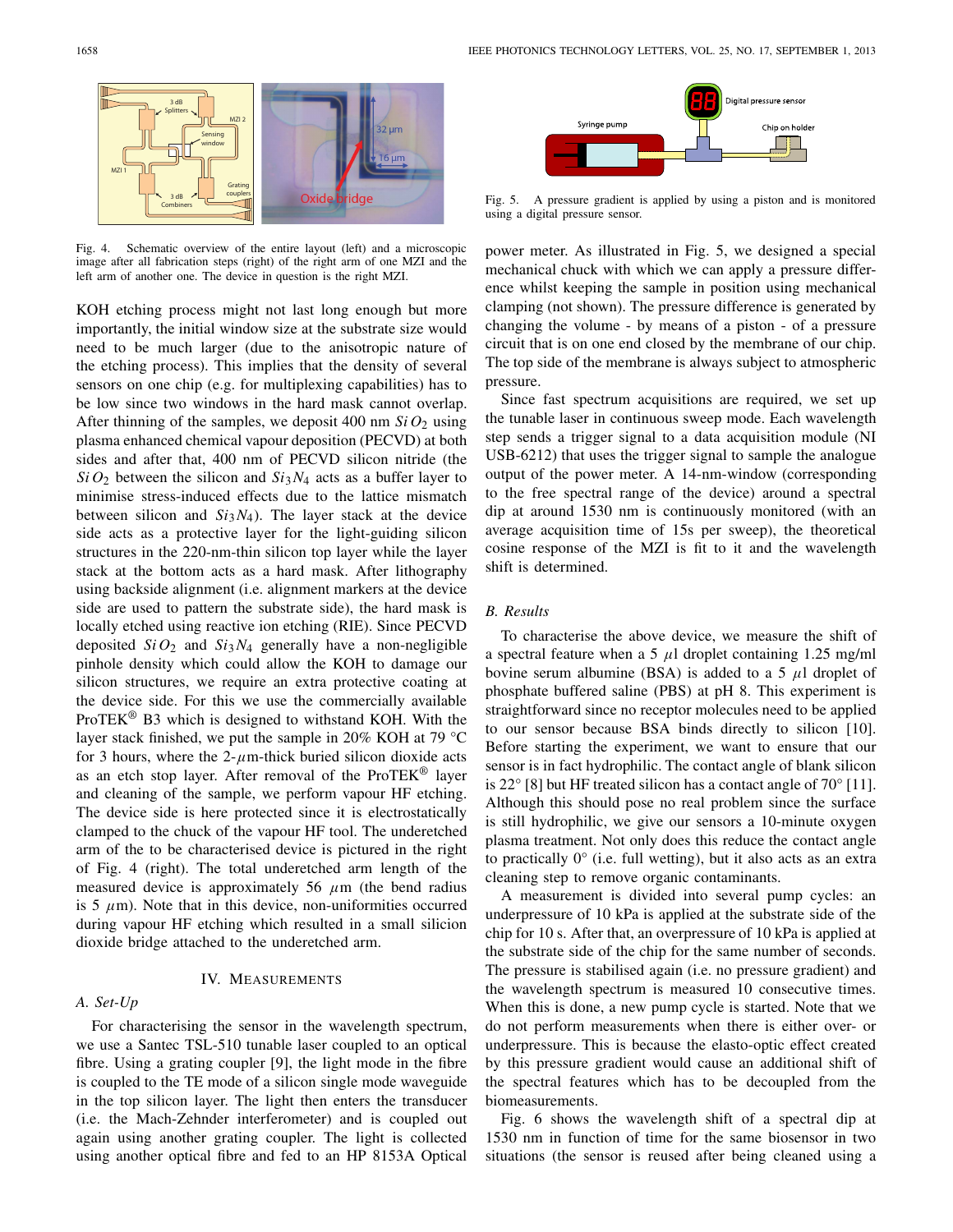Fig. 4. Schematic overview of the entire layout (left) and a microscopic image after all fabrication steps (right) of the right arm of one MZI and the left arm of another one. The device in question is the right MZI.

KOH etching process might not last long enough but more importantly, the initial window size at the substrate size would need to be much larger (due to the anisotropic nature of the etching process). This implies that the density of several sensors on one chip (e.g. for multiplexing capabilities) has to be low since two windows in the hard mask cannot overlap. After thinning of the samples, we deposit 400 nm $SiO_2$ using plasma enhanced chemical vapour deposition (PECVD) at both sides and after that, 400 nm of PECVD silicon nitride (the $SiO_2$ between the silicon and $Si_3N_4$ acts as a buffer layer to minimise stress-induced effects due to the lattice mismatch between silicon and $Si_3N_4$). The layer stack at the device side acts as a protective layer for the light-guiding silicon structures in the 220-nm-thin silicon top layer while the layer stack at the bottom acts as a hard mask. After lithography using backside alignment (i.e. alignment markers at the device side are used to pattern the substrate side), the hard mask is locally etched using reactive ion etching (RIE). Since PECVD deposited $SiO_2$ and $Si_3N_4$ generally have a non-negligible pinhole density which could allow the KOH to damage our silicon structures, we require an extra protective coating at the device side. For this we use the commercially available ProTEK® B3 which is designed to withstand KOH. With the layer stack finished, we put the sample in 20% KOH at 79 °C for 3 hours, where the 2-$\mu$m-thick buried silicon dioxide acts as an etch stop layer. After removal of the ProTEK® layer and cleaning of the sample, we perform vapour HF etching. The device side is here protected since it is electrostatically clamped to the chuck of the vapour HF tool. The underetched arm of the the to be characterised device is pictured in the right of Fig. 4 (right). The total underetched arm length of the measured device is approximately 56 $\mu$m (the bend radius is 5 $\mu$m). Note that in this device, non-uniformities occurred during vapour HF etching which resulted in a small silicon dioxide bridge attached to the underetched arm.

## IV. Measurements

### A. Set-Up

For characterising the sensor in the wavelength spectrum, we use a Santec TSL-510 tunable laser coupled to an optical fibre. Using a grating coupler [9], the light mode in the fibre is coupled to the TE mode of a silicon single mode waveguide in the top silicon layer. The light then enters the transducer (i.e. the Mach-Zehnder interferometer) and is coupled out again using another grating coupler. The light is collected using another optical fibre and fed to an HP 8153A Optical power meter. As illustrated in Fig. 5, we designed a special mechanical chuck with which we can apply a pressure difference whilst keeping the sample in position using mechanical clamping (not shown). The pressure difference is generated by changing the volume - by means of a piston - of a pressure circuit that is on one end closed by the membrane of our chip. The top side of the membrane is always subject to atmospheric pressure.

Fig. 5. A pressure gradient is applied by using a piston and is monitored using a digital pressure sensor.

Since fast spectrum acquisitions are required, we set up the tunable laser in continuous sweep mode. Each wavelength step sends a trigger signal to a data acquisition module (NI USB-6212) that uses the trigger signal to sample the analogue output of the power meter. A 14-nm-window (corresponding to the free spectral range of the device) around a spectral dip at around 1530 nm is continuously monitored (with an average acquisition time of 15s per sweep), the theoretical cosine response of the MZI is fit to it and the wavelength shift is determined.

### B. Results

To characterise the above device, we measure the shift of a spectral feature when a 5 $\mu$l droplet containing 1.25 mg/ml bovine serum albumine (BSA) is added to a 5 $\mu$l droplet of phosphate buffered saline (PBS) at pH 8. This experiment is straightforward since no receptor molecules need to be applied to our sensor because BSA binds directly to silicon [10]. Before starting the experiment, we want to ensure that our sensor is in fact hydrophilic. The contact angle of blank silicon is 22° [8] but HF treated silicon has a contact angle of 70° [11]. Although this should pose no real problem since the surface is still hydrophilic, we give our sensors a 10-minute oxygen plasma treatment. Not only does this reduce the contact angle to practically 0° (i.e. full wetting), but it also acts as an extra cleaning step to remove organic contaminants.

A measurement is divided into several pump cycles: an underpressure of 10 kPa is applied at the substrate side of the chip for 10 s. After that, an overpressure of 10 kPa is applied at the substrate side of the chip for the same number of seconds. The pressure is stabilised again (i.e. no pressure gradient) and the wavelength spectrum is measured 10 consecutive times. When this is done, a new pump cycle is started. Note that we do not perform measurements when there is either over- or underpressure. This is because the elasto-optic effect created by this pressure gradient would cause an additional shift of the spectral features which has to be decoupled from the biomeasurements.

Fig. 6 shows the wavelength shift of a spectral dip at 1530 nm in function of time for the same biosensor in two situations (the sensor is reused after being cleaned using a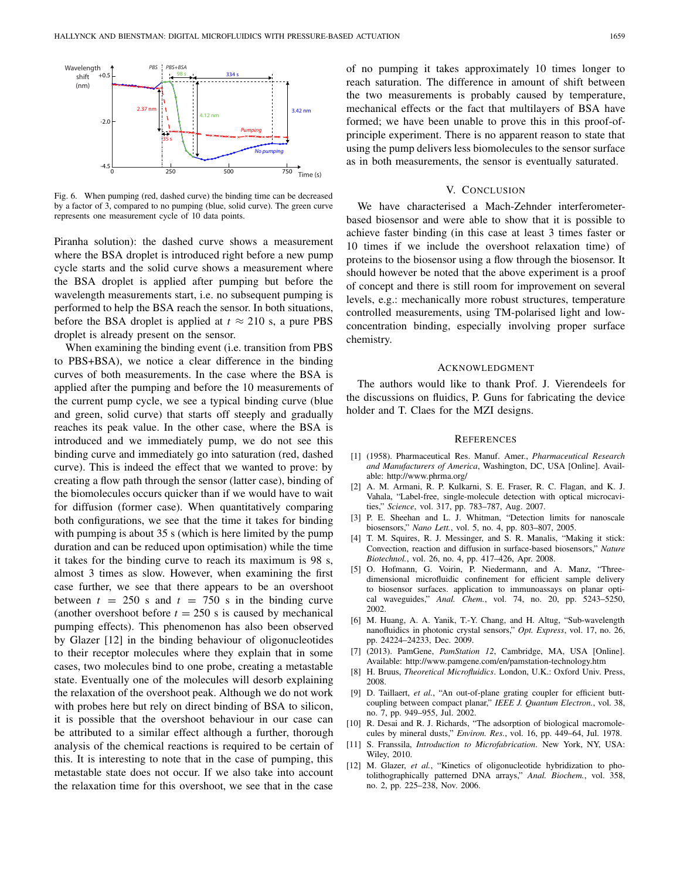Wavelength shift (nm)

+0.5

-2.0

-4.5

0

250

500

750

Time (s)

PBS

PBS+BSA

98 s

334 s

2.37 nm

4.12 nm

3.42 nm

35 s

Pumping

No pumping

Fig. 6. When pumping (red, dashed curve) the binding time can be decreased by a factor of 3, compared to no pumping (blue, solid curve). The green curve represents one measurement cycle of 10 data points.

Piranha solution): the dashed curve shows a measurement where the BSA droplet is introduced right before a new pump cycle starts and the solid curve shows a measurement where the BSA droplet is applied after pumping but before the wavelength measurements start, i.e. no subsequent pumping is performed to help the BSA reach the sensor. In both situations, before the BSA droplet is applied at $t \approx 210$ s, a pure PBS droplet is already present on the sensor.

When examining the binding event (i.e. transition from PBS to PBS+BSA), we notice a clear difference in the binding curves of both measurements. In the case where the BSA is applied after the pumping and before the 10 measurements of the current pump cycle, we see a typical binding curve (blue and green, solid curve) that starts off steeply and gradually reaches its peak value. In the other case, where the BSA is introduced and we immediately pump, we do not see this binding curve and immediately go into saturation (red, dashed curve). This is indeed the effect that we wanted to prove: by creating a flow path through the sensor (latter case), binding of the biomolecules occurs quicker than if we would have to wait for diffusion (former case). When quantitatively comparing both configurations, we see that the time it takes for binding with pumping is about 35 s (which is here limited by the pump duration and can be reduced upon optimisation) while the time it takes for the binding curve to reach its maximum is 98 s, almost 3 times as slow. However, when examining the first case further, we see that there appears to be an overshoot between $t = 250$ s and $t = 750$ s in the binding curve (another overshoot before $t = 250$ s is caused by mechanical pumping effects). This phenomenon has also been observed by Glazer [12] in the binding behaviour of oligonucleotides to their receptor molecules where they explain that in some cases, two molecules bind to one probe, creating a metastable state. Eventually one of the molecules will desorb explaining the relaxation of the overshoot peak. Although we do not work with probes here but rely on direct binding of BSA to silicon, it is possible that the overshoot behaviour in our case can be attributed to a similar effect although a further, thorough analysis of the chemical reactions is required to be certain of this. It is interesting to note that in the case of pumping, this metastable state does not occur. If we also take into account the relaxation time for this overshoot, we see that in the case of no pumping it takes approximately 10 times longer to reach saturation. The difference in amount of shift between the two measurements is probably caused by temperature, mechanical effects or the fact that multilayers of BSA have formed; we have been unable to prove this in this proof-of-principle experiment. There is no apparent reason to state that using the pump delivers less biomolecules to the sensor surface as in both measurements, the sensor is eventually saturated.

## V. Conclusion

We have characterised a Mach-Zehnder interferometer-based biosensor and were able to show that it is possible to achieve faster binding (in this case at least 3 times faster or 10 times if we include the overshoot relaxation time) of proteins to the biosensor using a flow through the biosensor. It should however be noted that the above experiment is a proof of concept and there is still room for improvement on several levels, e.g.: mechanically more robust structures, temperature controlled measurements, using TM-polarised light and low-concentration binding, especially involving proper surface chemistry.

## Acknowledgment

The authors would like to thank Prof. J. Vierendeels for the discussions on fluidics, P. Guns for fabricating the device holder and T. Claes for the MZI designs.

## References

[1] (1958). Pharmaceutical Res. Manuf. Amer., *Pharmaceutical Research and Manufacturers of America*, Washington, DC, USA [Online]. Available: http://www.phrma.org/

[2] A. M. Armani, R. P. Kulkarni, S. E. Fraser, R. C. Flagan, and K. J. Vahala, "Label-free, single-molecule detection with optical microcavities," *Science*, vol. 317, pp. 783–787, Aug. 2007.

[3] P. E. Sheehan and L. J. Whitman, "Detection limits for nanoscale biosensors," *Nano Lett.*, vol. 5, no. 4, pp. 803–807, 2005.

[4] T. M. Squires, R. J. Messinger, and S. R. Manalis, "Making it stick: Convection, reaction and diffusion in surface-based biosensors," *Nature Biotechnol.*, vol. 26, no. 4, pp. 417–426, Apr. 2008.

[5] O. Hofmann, G. Voirin, P. Niedermann, and A. Manz, "Three-dimensional microfluidic confinement for efficient sample delivery to biosensor surfaces. application to immunoassays on planar optical waveguides," *Anal. Chem.*, vol. 74, no. 20, pp. 5243–5250, 2002.

[6] M. Huang, A. A. Yanik, T.-Y. Chang, and H. Altug, "Sub-wavelength nanofluidics in photonic crystal sensors," *Opt. Express*, vol. 17, no. 26, pp. 24224–24233, Dec. 2009.

[7] (2013). PamGene, *PamStation 12*, Cambridge, MA, USA [Online]. Available: http://www.pamgene.com/en/pamstation-technology.htm

[8] H. Bruus, *Theoretical Microfluidics*. London, U.K.: Oxford Univ. Press, 2008.

[9] D. Taillaert, *et al.*, "An out-of-plane grating coupler for efficient butt-coupling between compact planar," *IEEE J. Quantum Electron.*, vol. 38, no. 7, pp. 949–955, Jul. 2002.

[10] R. Desai and R. J. Richards, "The adsorption of biological macromolecules by mineral dusts," *Environ. Res.*, vol. 16, pp. 449–64, Jul. 1978.

[11] S. Franssila, *Introduction to Microfabrication*. New York, NY, USA: Wiley, 2010.

[12] M. Glazer, *et al.*, "Kinetics of oligonucleotide hybridization to photolithographically patterned DNA arrays," *Anal. Biochem.*, vol. 358, no. 2, pp. 225–238, Nov. 2006.